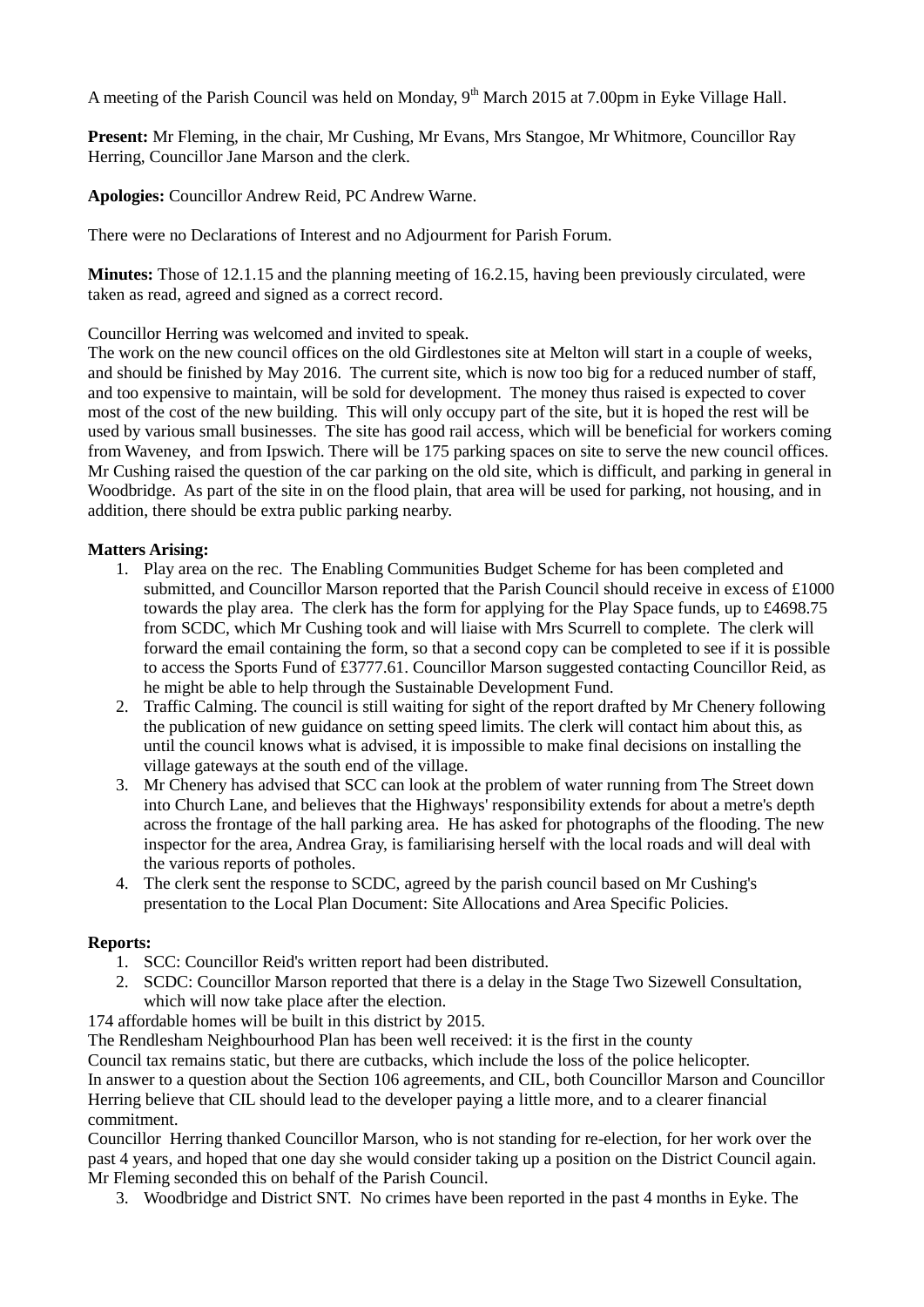A meeting of the Parish Council was held on Monday, 9th March 2015 at 7.00pm in Eyke Village Hall.

**Present:** Mr Fleming, in the chair, Mr Cushing, Mr Evans, Mrs Stangoe, Mr Whitmore, Councillor Ray Herring, Councillor Jane Marson and the clerk.

**Apologies:** Councillor Andrew Reid, PC Andrew Warne.

There were no Declarations of Interest and no Adjourment for Parish Forum.

**Minutes:** Those of 12.1.15 and the planning meeting of 16.2.15, having been previously circulated, were taken as read, agreed and signed as a correct record.

Councillor Herring was welcomed and invited to speak.
The work on the new council offices on the old Girdlestones site at Melton will start in a couple of weeks, and should be finished by May 2016. The current site, which is now too big for a reduced number of staff, and too expensive to maintain, will be sold for development. The money thus raised is expected to cover most of the cost of the new building. This will only occupy part of the site, but it is hoped the rest will be used by various small businesses. The site has good rail access, which will be beneficial for workers coming from Waveney, and from Ipswich. There will be 175 parking spaces on site to serve the new council offices. Mr Cushing raised the question of the car parking on the old site, which is difficult, and parking in general in Woodbridge. As part of the site in on the flood plain, that area will be used for parking, not housing, and in addition, there should be extra public parking nearby.

**Matters Arising:**

1. Play area on the rec. The Enabling Communities Budget Scheme for has been completed and submitted, and Councillor Marson reported that the Parish Council should receive in excess of £1000 towards the play area. The clerk has the form for applying for the Play Space funds, up to £4698.75 from SCDC, which Mr Cushing took and will liaise with Mrs Scurrell to complete. The clerk will forward the email containing the form, so that a second copy can be completed to see if it is possible to access the Sports Fund of £3777.61. Councillor Marson suggested contacting Councillor Reid, as he might be able to help through the Sustainable Development Fund.
2. Traffic Calming. The council is still waiting for sight of the report drafted by Mr Chenery following the publication of new guidance on setting speed limits. The clerk will contact him about this, as until the council knows what is advised, it is impossible to make final decisions on installing the village gateways at the south end of the village.
3. Mr Chenery has advised that SCC can look at the problem of water running from The Street down into Church Lane, and believes that the Highways' responsibility extends for about a metre's depth across the frontage of the hall parking area. He has asked for photographs of the flooding. The new inspector for the area, Andrea Gray, is familiarising herself with the local roads and will deal with the various reports of potholes.
4. The clerk sent the response to SCDC, agreed by the parish council based on Mr Cushing's presentation to the Local Plan Document: Site Allocations and Area Specific Policies.

**Reports:**

1. SCC: Councillor Reid's written report had been distributed.
2. SCDC: Councillor Marson reported that there is a delay in the Stage Two Sizewell Consultation, which will now take place after the election.

174 affordable homes will be built in this district by 2015.
The Rendlesham Neighbourhood Plan has been well received: it is the first in the county
Council tax remains static, but there are cutbacks, which include the loss of the police helicopter.
In answer to a question about the Section 106 agreements, and CIL, both Councillor Marson and Councillor Herring believe that CIL should lead to the developer paying a little more, and to a clearer financial commitment.
Councillor Herring thanked Councillor Marson, who is not standing for re-election, for her work over the past 4 years, and hoped that one day she would consider taking up a position on the District Council again. Mr Fleming seconded this on behalf of the Parish Council.

3. Woodbridge and District SNT. No crimes have been reported in the past 4 months in Eyke. The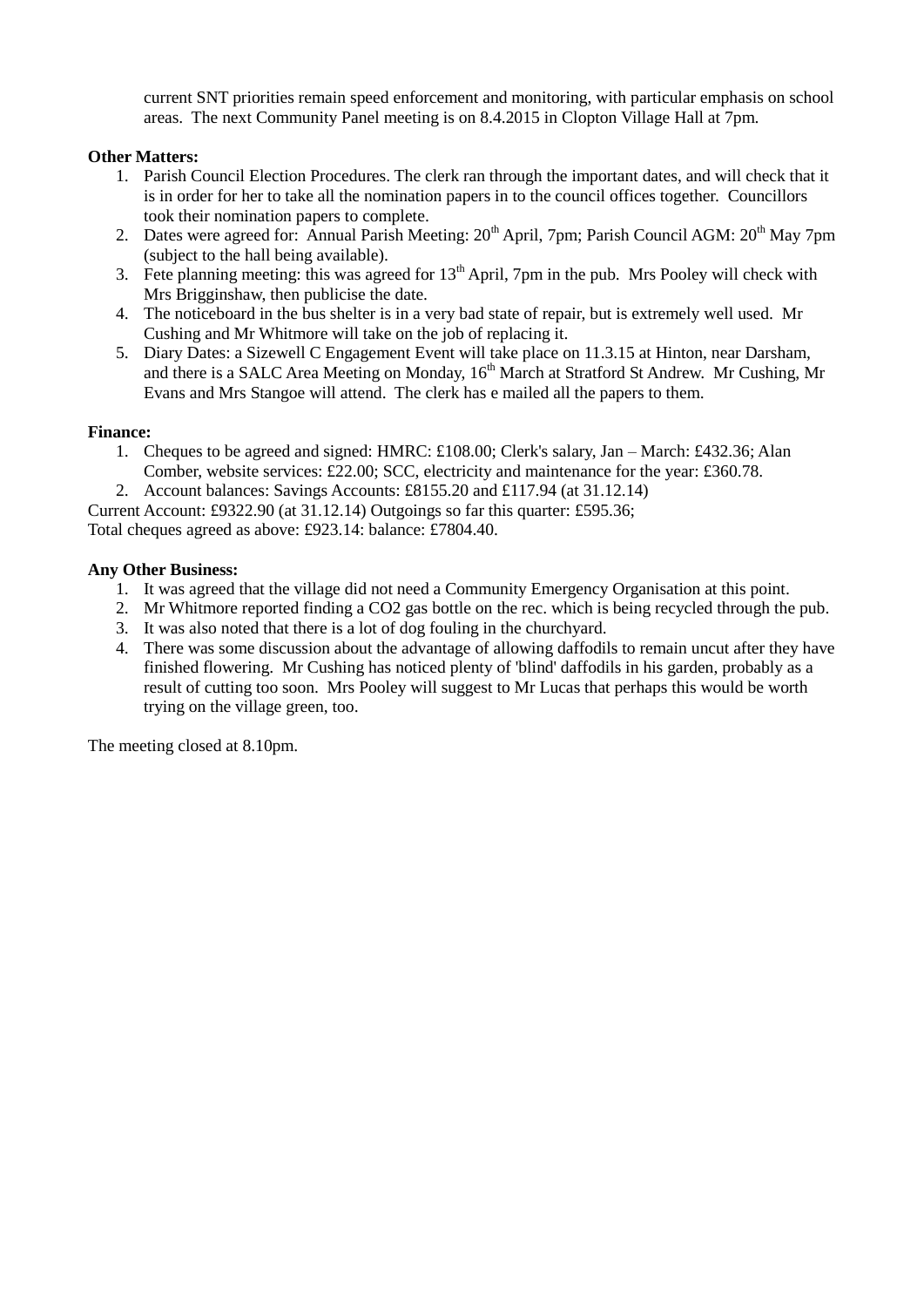current SNT priorities remain speed enforcement and monitoring, with particular emphasis on school areas. The next Community Panel meeting is on 8.4.2015 in Clopton Village Hall at 7pm.

**Other Matters:**

1. Parish Council Election Procedures. The clerk ran through the important dates, and will check that it is in order for her to take all the nomination papers in to the council offices together. Councillors took their nomination papers to complete.
2. Dates were agreed for: Annual Parish Meeting: 20th April, 7pm; Parish Council AGM: 20th May 7pm (subject to the hall being available).
3. Fete planning meeting: this was agreed for 13th April, 7pm in the pub. Mrs Pooley will check with Mrs Brigginshaw, then publicise the date.
4. The noticeboard in the bus shelter is in a very bad state of repair, but is extremely well used. Mr Cushing and Mr Whitmore will take on the job of replacing it.
5. Diary Dates: a Sizewell C Engagement Event will take place on 11.3.15 at Hinton, near Darsham, and there is a SALC Area Meeting on Monday, 16th March at Stratford St Andrew. Mr Cushing, Mr Evans and Mrs Stangoe will attend. The clerk has e mailed all the papers to them.

**Finance:**

1. Cheques to be agreed and signed: HMRC: £108.00; Clerk's salary, Jan – March: £432.36; Alan Comber, website services: £22.00; SCC, electricity and maintenance for the year: £360.78.
2. Account balances: Savings Accounts: £8155.20 and £117.94 (at 31.12.14)

Current Account: £9322.90 (at 31.12.14) Outgoings so far this quarter: £595.36;
Total cheques agreed as above: £923.14: balance: £7804.40.

**Any Other Business:**

1. It was agreed that the village did not need a Community Emergency Organisation at this point.
2. Mr Whitmore reported finding a $CO_2$ gas bottle on the rec. which is being recycled through the pub.
3. It was also noted that there is a lot of dog fouling in the churchyard.
4. There was some discussion about the advantage of allowing daffodils to remain uncut after they have finished flowering. Mr Cushing has noticed plenty of 'blind' daffodils in his garden, probably as a result of cutting too soon. Mrs Pooley will suggest to Mr Lucas that perhaps this would be worth trying on the village green, too.

The meeting closed at 8.10pm.